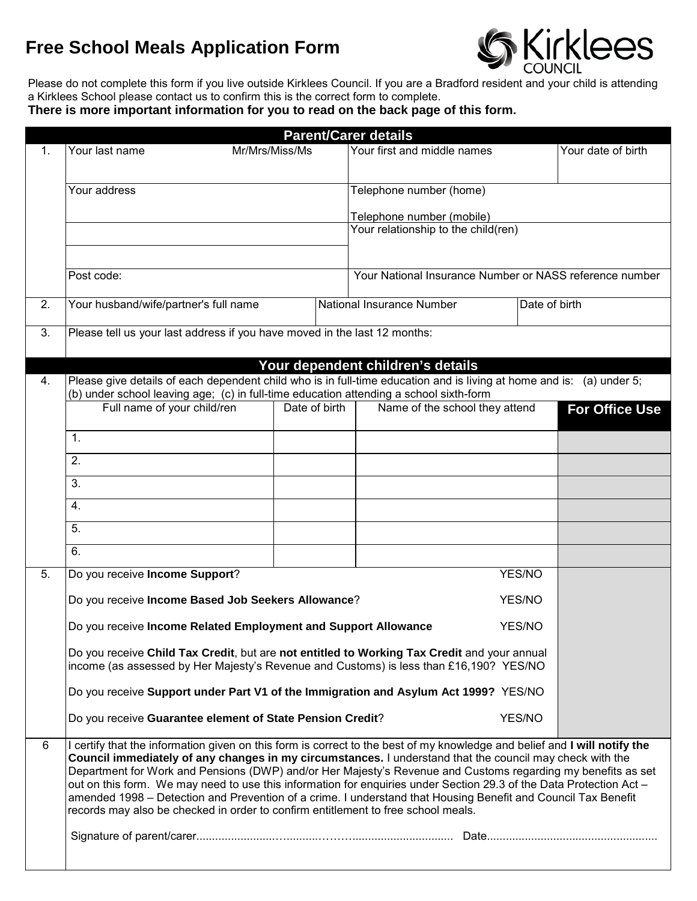# Free School Meals Application Form

Kirklees COUNCIL

Please do not complete this form if you live outside Kirklees Council. If you are a Bradford resident and your child is attending a Kirklees School please contact us to confirm this is the correct form to complete.

**There is more important information for you to read on the back page of this form.**

## Parent/Carer details

| | | | |
|---|---|---|---|
| 1. | Your last name Mr/Mrs/Miss/Ms | Your first and middle names | Your date of birth |
| | Your address | Telephone number (home)<br>Telephone number (mobile) | |
| | | Your relationship to the child(ren) | |
| | | | |
| | Post code: | Your National Insurance Number or NASS reference number | |
| 2. | Your husband/wife/partner's full name | National Insurance Number | Date of birth |
| 3. | Please tell us your last address if you have moved in the last 12 months: | | |

## Your dependent children's details

4. Please give details of each dependent child who is in full-time education and is living at home and is: (a) under 5; (b) under school leaving age; (c) in full-time education attending a school sixth-form

| Full name of your child/ren | Date of birth | Name of the school they attend | **For Office Use** |
|---|---|---|---|
| 1. | | | |
| 2. | | | |
| 3. | | | |
| 4. | | | |
| 5. | | | |
| 6. | | | |

5.

Do you receive **Income Support**? YES/NO

Do you receive **Income Based Job Seekers Allowance**? YES/NO

Do you receive **Income Related Employment and Support Allowance** YES/NO

Do you receive **Child Tax Credit**, but are **not entitled to Working Tax Credit** and your annual income (as assessed by Her Majesty's Revenue and Customs) is less than £16,190? YES/NO

Do you receive **Support under Part V1 of the Immigration and Asylum Act 1999?** YES/NO

Do you receive **Guarantee element of State Pension Credit**? YES/NO

6

I certify that the information given on this form is correct to the best of my knowledge and belief and **I will notify the Council immediately of any changes in my circumstances.** I understand that the council may check with the Department for Work and Pensions (DWP) and/or Her Majesty's Revenue and Customs regarding my benefits as set out on this form. We may need to use this information for enquiries under Section 29.3 of the Data Protection Act – amended 1998 – Detection and Prevention of a crime. I understand that Housing Benefit and Council Tax Benefit records may also be checked in order to confirm entitlement to free school meals.

Signature of parent/carer........................................................................ Date......................................................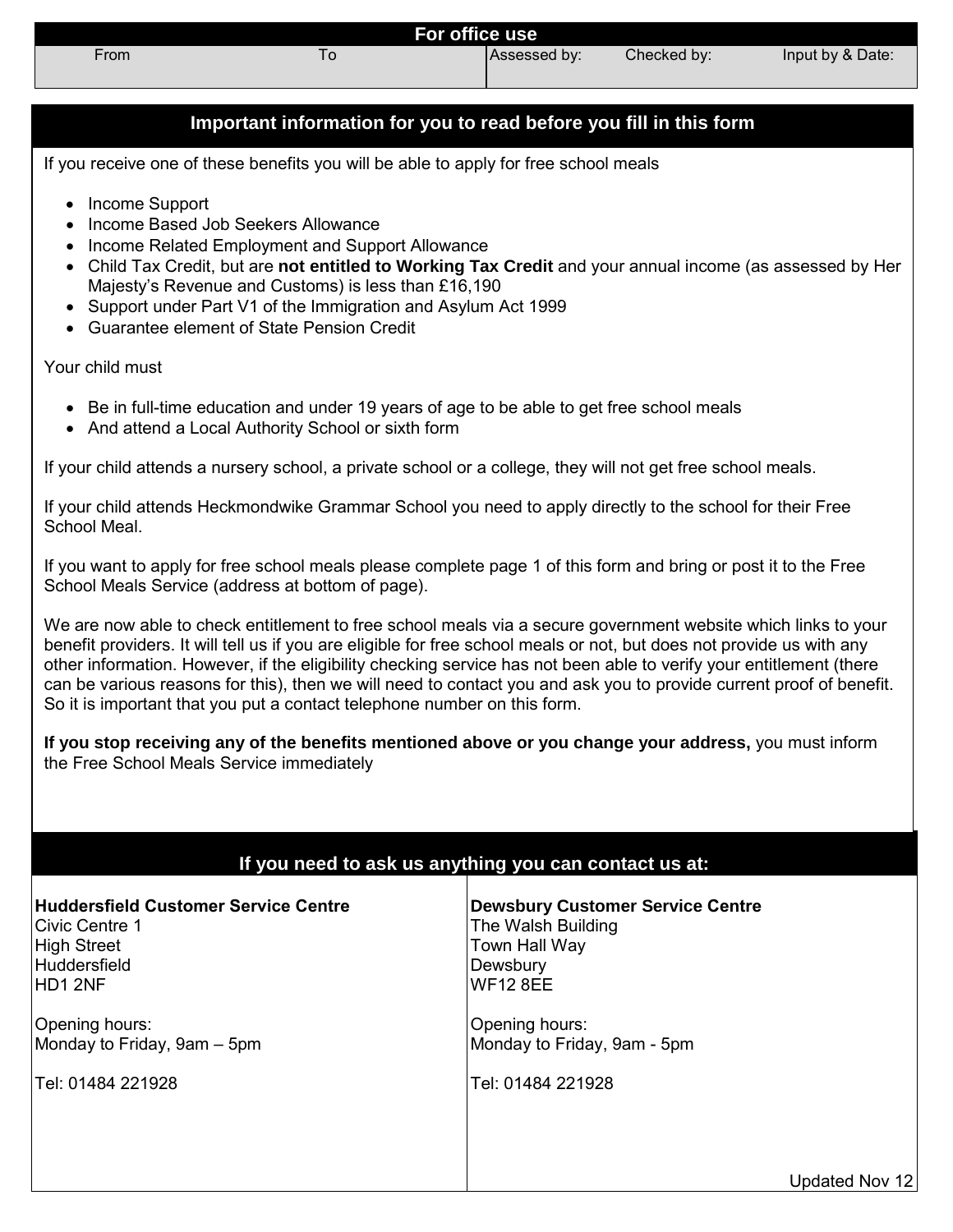| For office use | | | | |
|---|---|---|---|---|
| From | To | Assessed by: | Checked by: | Input by & Date: |

## Important information for you to read before you fill in this form

If you receive one of these benefits you will be able to apply for free school meals

- Income Support
- Income Based Job Seekers Allowance
- Income Related Employment and Support Allowance
- Child Tax Credit, but are **not entitled to Working Tax Credit** and your annual income (as assessed by Her Majesty's Revenue and Customs) is less than £16,190
- Support under Part V1 of the Immigration and Asylum Act 1999
- Guarantee element of State Pension Credit

Your child must

- Be in full-time education and under 19 years of age to be able to get free school meals
- And attend a Local Authority School or sixth form

If your child attends a nursery school, a private school or a college, they will not get free school meals.

If your child attends Heckmondwike Grammar School you need to apply directly to the school for their Free School Meal.

If you want to apply for free school meals please complete page 1 of this form and bring or post it to the Free School Meals Service (address at bottom of page).

We are now able to check entitlement to free school meals via a secure government website which links to your benefit providers. It will tell us if you are eligible for free school meals or not, but does not provide us with any other information. However, if the eligibility checking service has not been able to verify your entitlement (there can be various reasons for this), then we will need to contact you and ask you to provide current proof of benefit. So it is important that you put a contact telephone number on this form.

**If you stop receiving any of the benefits mentioned above or you change your address,** you must inform the Free School Meals Service immediately

## If you need to ask us anything you can contact us at:

**Huddersfield Customer Service Centre**
Civic Centre 1
High Street
Huddersfield
HD1 2NF

Opening hours:
Monday to Friday, 9am – 5pm

Tel: 01484 221928

**Dewsbury Customer Service Centre**
The Walsh Building
Town Hall Way
Dewsbury
WF12 8EE

Opening hours:
Monday to Friday, 9am - 5pm

Tel: 01484 221928

Updated Nov 12